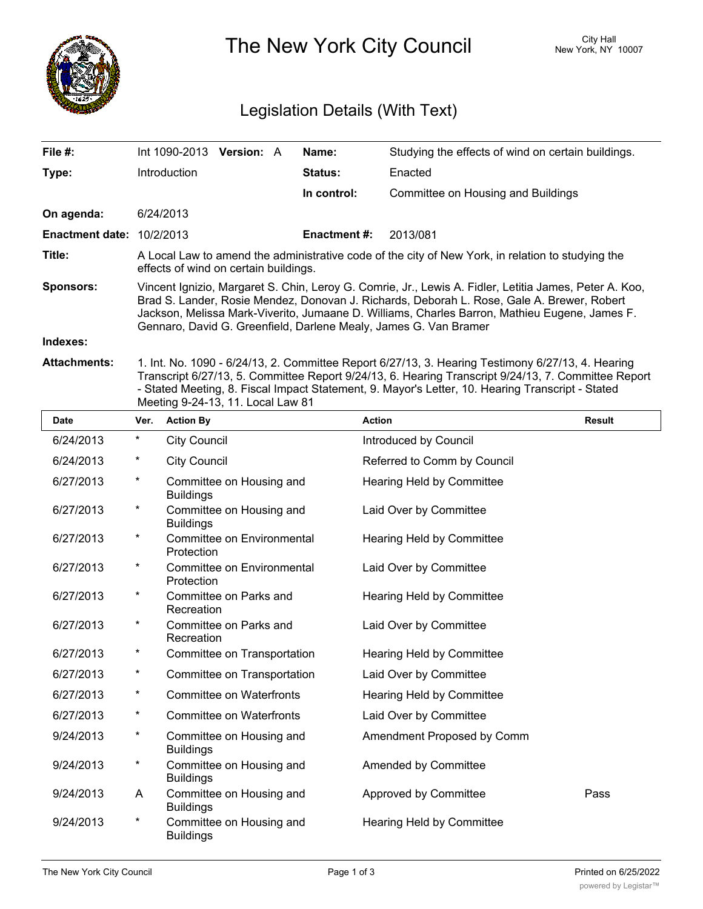# The New York City Council

City Hall
New York, NY 10007

## Legislation Details (With Text)

| | | | |
|---|---|---|---|
| **File #:** | Int 1090-2013 **Version:** A | **Name:** | Studying the effects of wind on certain buildings. |
| **Type:** | Introduction | **Status:** | Enacted |
| | | **In control:** | Committee on Housing and Buildings |
| **On agenda:** | 6/24/2013 | | |
| **Enactment date:** | 10/2/2013 | **Enactment #:** | 2013/081 |

**Title:** A Local Law to amend the administrative code of the city of New York, in relation to studying the effects of wind on certain buildings.

**Sponsors:** Vincent Ignizio, Margaret S. Chin, Leroy G. Comrie, Jr., Lewis A. Fidler, Letitia James, Peter A. Koo, Brad S. Lander, Rosie Mendez, Donovan J. Richards, Deborah L. Rose, Gale A. Brewer, Robert Jackson, Melissa Mark-Viverito, Jumaane D. Williams, Charles Barron, Mathieu Eugene, James F. Gennaro, David G. Greenfield, Darlene Mealy, James G. Van Bramer

**Indexes:**

**Attachments:** 1. Int. No. 1090 - 6/24/13, 2. Committee Report 6/27/13, 3. Hearing Testimony 6/27/13, 4. Hearing Transcript 6/27/13, 5. Committee Report 9/24/13, 6. Hearing Transcript 9/24/13, 7. Committee Report - Stated Meeting, 8. Fiscal Impact Statement, 9. Mayor's Letter, 10. Hearing Transcript - Stated Meeting 9-24-13, 11. Local Law 81

| Date | Ver. | Action By | Action | Result |
|---|---|---|---|---|
| 6/24/2013 | * | City Council | Introduced by Council | |
| 6/24/2013 | * | City Council | Referred to Comm by Council | |
| 6/27/2013 | * | Committee on Housing and Buildings | Hearing Held by Committee | |
| 6/27/2013 | * | Committee on Housing and Buildings | Laid Over by Committee | |
| 6/27/2013 | * | Committee on Environmental Protection | Hearing Held by Committee | |
| 6/27/2013 | * | Committee on Environmental Protection | Laid Over by Committee | |
| 6/27/2013 | * | Committee on Parks and Recreation | Hearing Held by Committee | |
| 6/27/2013 | * | Committee on Parks and Recreation | Laid Over by Committee | |
| 6/27/2013 | * | Committee on Transportation | Hearing Held by Committee | |
| 6/27/2013 | * | Committee on Transportation | Laid Over by Committee | |
| 6/27/2013 | * | Committee on Waterfronts | Hearing Held by Committee | |
| 6/27/2013 | * | Committee on Waterfronts | Laid Over by Committee | |
| 9/24/2013 | * | Committee on Housing and Buildings | Amendment Proposed by Comm | |
| 9/24/2013 | * | Committee on Housing and Buildings | Amended by Committee | |
| 9/24/2013 | A | Committee on Housing and Buildings | Approved by Committee | Pass |
| 9/24/2013 | * | Committee on Housing and Buildings | Hearing Held by Committee | |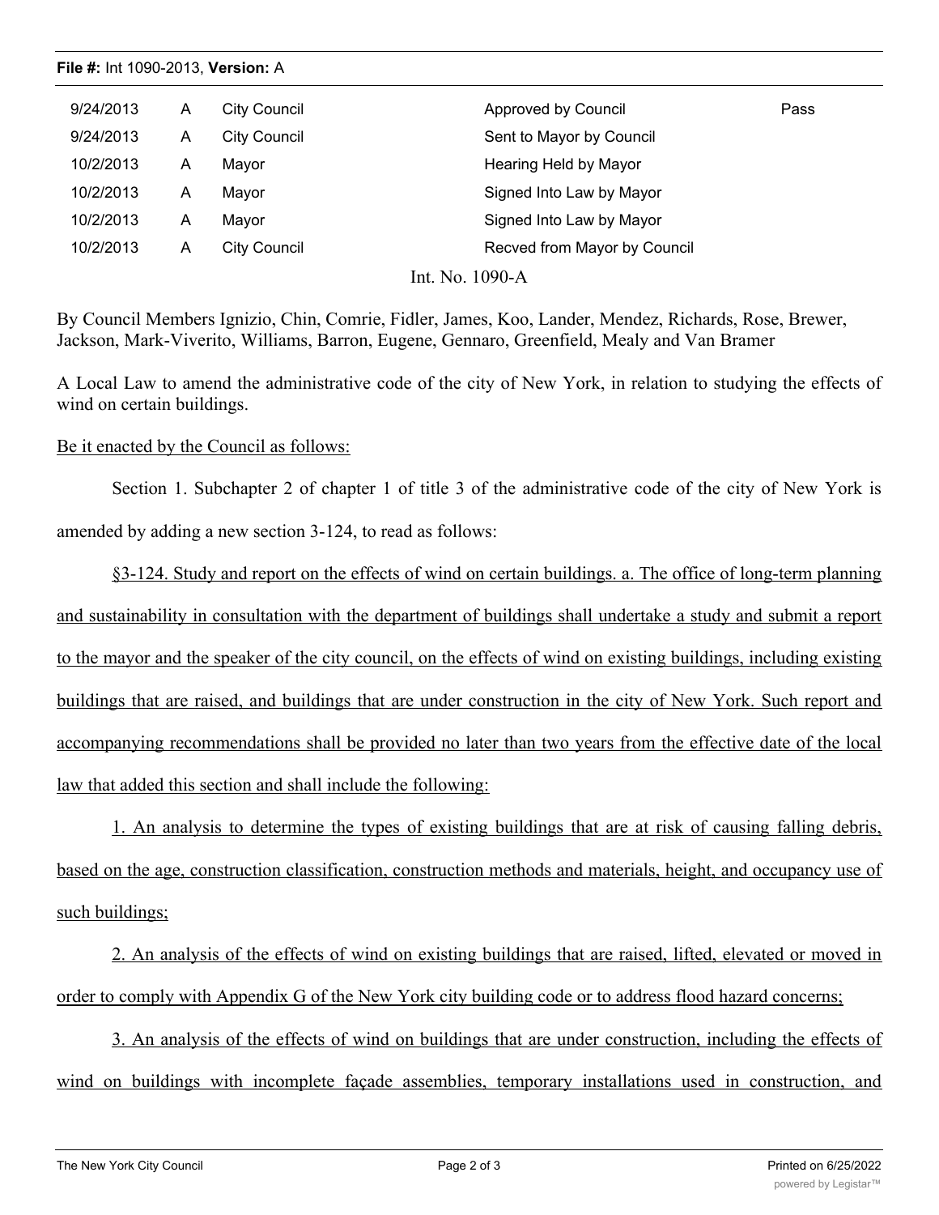**File #:** Int 1090-2013, **Version:** A

| | | | | |
|---|---|---|---|---|
| 9/24/2013 | A | City Council | Approved by Council | Pass |
| 9/24/2013 | A | City Council | Sent to Mayor by Council | |
| 10/2/2013 | A | Mayor | Hearing Held by Mayor | |
| 10/2/2013 | A | Mayor | Signed Into Law by Mayor | |
| 10/2/2013 | A | Mayor | Signed Into Law by Mayor | |
| 10/2/2013 | A | City Council | Recved from Mayor by Council | |

Int. No. 1090-A

By Council Members Ignizio, Chin, Comrie, Fidler, James, Koo, Lander, Mendez, Richards, Rose, Brewer, Jackson, Mark-Viverito, Williams, Barron, Eugene, Gennaro, Greenfield, Mealy and Van Bramer

A Local Law to amend the administrative code of the city of New York, in relation to studying the effects of wind on certain buildings.

Be it enacted by the Council as follows:

Section 1. Subchapter 2 of chapter 1 of title 3 of the administrative code of the city of New York is amended by adding a new section 3-124, to read as follows:

§3-124. Study and report on the effects of wind on certain buildings. a. The office of long-term planning and sustainability in consultation with the department of buildings shall undertake a study and submit a report to the mayor and the speaker of the city council, on the effects of wind on existing buildings, including existing buildings that are raised, and buildings that are under construction in the city of New York. Such report and accompanying recommendations shall be provided no later than two years from the effective date of the local law that added this section and shall include the following:

1. An analysis to determine the types of existing buildings that are at risk of causing falling debris, based on the age, construction classification, construction methods and materials, height, and occupancy use of such buildings;

2. An analysis of the effects of wind on existing buildings that are raised, lifted, elevated or moved in order to comply with Appendix G of the New York city building code or to address flood hazard concerns;

3. An analysis of the effects of wind on buildings that are under construction, including the effects of wind on buildings with incomplete façade assemblies, temporary installations used in construction, and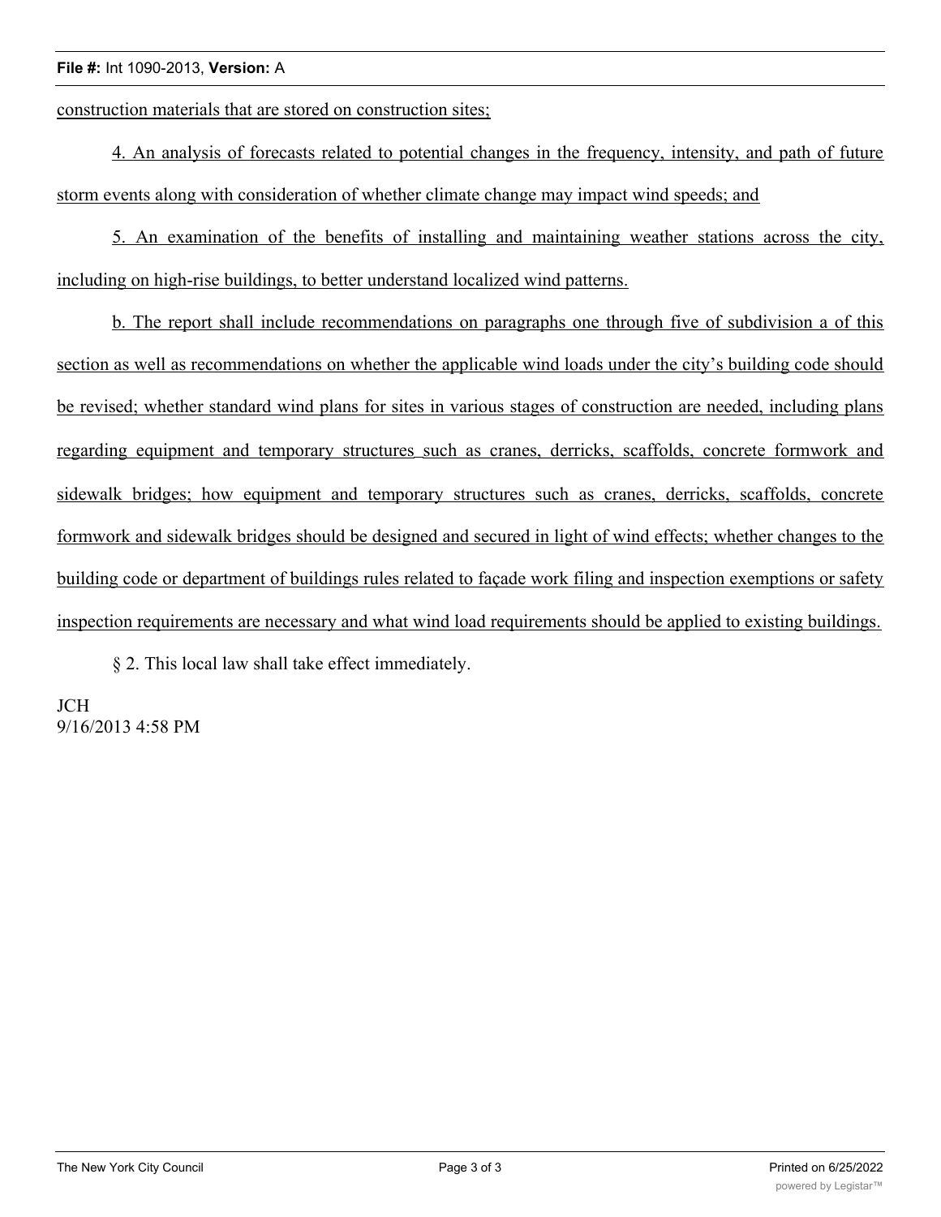construction materials that are stored on construction sites;

4. An analysis of forecasts related to potential changes in the frequency, intensity, and path of future storm events along with consideration of whether climate change may impact wind speeds; and

5. An examination of the benefits of installing and maintaining weather stations across the city, including on high-rise buildings, to better understand localized wind patterns.

b. The report shall include recommendations on paragraphs one through five of subdivision a of this section as well as recommendations on whether the applicable wind loads under the city's building code should be revised; whether standard wind plans for sites in various stages of construction are needed, including plans regarding equipment and temporary structures such as cranes, derricks, scaffolds, concrete formwork and sidewalk bridges; how equipment and temporary structures such as cranes, derricks, scaffolds, concrete formwork and sidewalk bridges should be designed and secured in light of wind effects; whether changes to the building code or department of buildings rules related to façade work filing and inspection exemptions or safety inspection requirements are necessary and what wind load requirements should be applied to existing buildings.

§ 2. This local law shall take effect immediately.

JCH
9/16/2013 4:58 PM